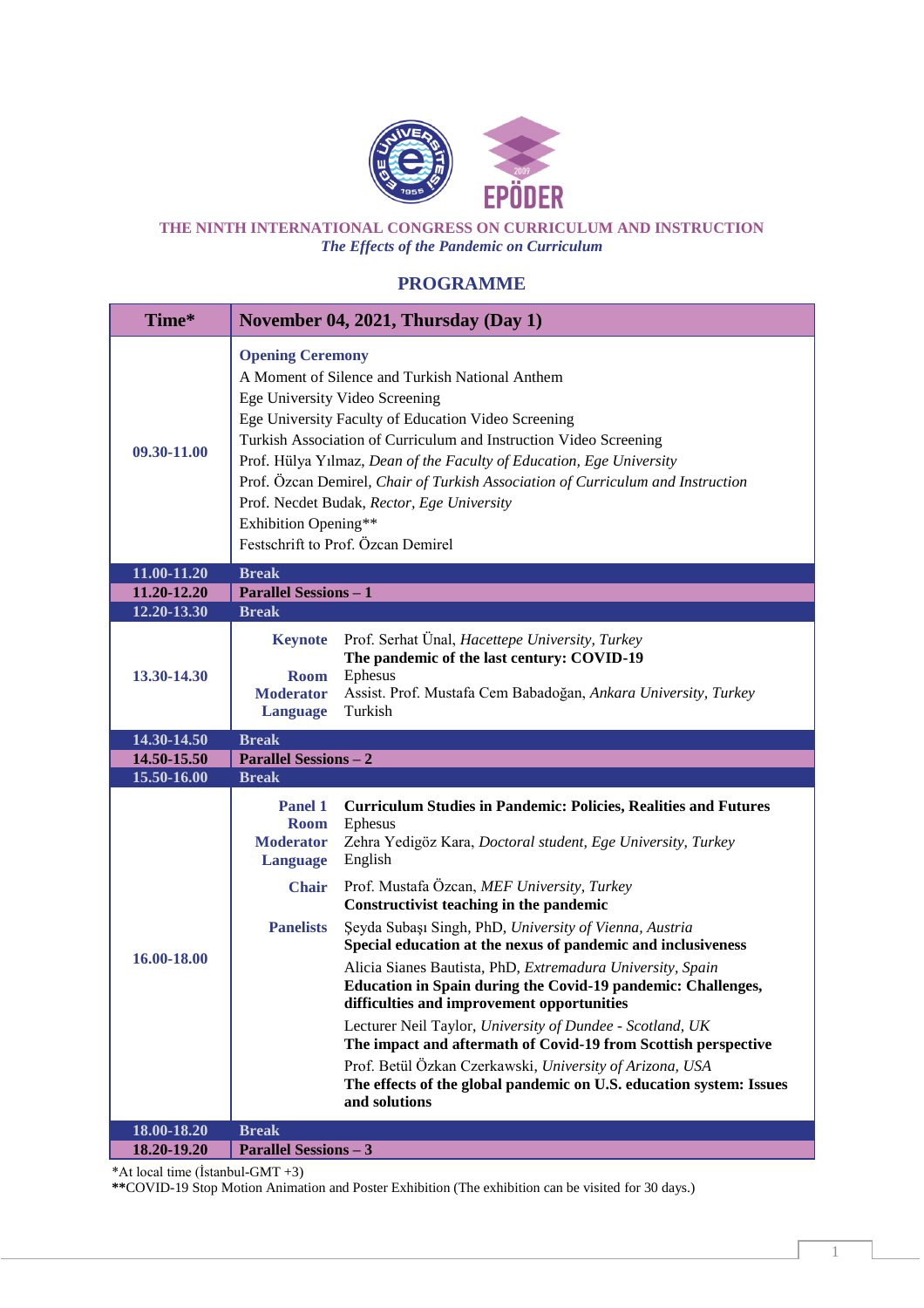# THE NINTH INTERNATIONAL CONGRESS ON CURRICULUM AND INSTRUCTION

*The Effects of the Pandemic on Curriculum*

## PROGRAMME

| Time* | November 04, 2021, Thursday (Day 1) |
|---|---|
| 09.30-11.00 | **Opening Ceremony**<br>A Moment of Silence and Turkish National Anthem<br>Ege University Video Screening<br>Ege University Faculty of Education Video Screening<br>Turkish Association of Curriculum and Instruction Video Screening<br>Prof. Hülya Yılmaz, *Dean of the Faculty of Education, Ege University*<br>Prof. Özcan Demirel, *Chair of Turkish Association of Curriculum and Instruction*<br>Prof. Necdet Budak, *Rector, Ege University*<br>Exhibition Opening**<br>Festschrift to Prof. Özcan Demirel |
| 11.00-11.20 | **Break** |
| 11.20-12.20 | **Parallel Sessions – 1** |
| 12.20-13.30 | **Break** |
| 13.30-14.30 | **Keynote** Prof. Serhat Ünal, *Hacettepe University, Turkey*<br>**The pandemic of the last century: COVID-19**<br>**Room** Ephesus<br>**Moderator** Assist. Prof. Mustafa Cem Babadoğan, *Ankara University, Turkey*<br>**Language** Turkish |
| 14.30-14.50 | **Break** |
| 14.50-15.50 | **Parallel Sessions – 2** |
| 15.50-16.00 | **Break** |
| 16.00-18.00 | **Panel 1** **Curriculum Studies in Pandemic: Policies, Realities and Futures**<br>**Room** Ephesus<br>**Moderator** Zehra Yedigöz Kara, *Doctoral student, Ege University, Turkey*<br>**Language** English<br>**Chair** Prof. Mustafa Özcan, *MEF University, Turkey*<br>**Constructivist teaching in the pandemic**<br>**Panelists** Şeyda Subaşı Singh, PhD, *University of Vienna, Austria*<br>**Special education at the nexus of pandemic and inclusiveness**<br>Alicia Sianes Bautista, PhD, *Extremadura University, Spain*<br>**Education in Spain during the Covid-19 pandemic: Challenges, difficulties and improvement opportunities**<br>Lecturer Neil Taylor, *University of Dundee - Scotland, UK*<br>**The impact and aftermath of Covid-19 from Scottish perspective**<br>Prof. Betül Özkan Czerkawski, *University of Arizona, USA*<br>**The effects of the global pandemic on U.S. education system: Issues and solutions** |
| 18.00-18.20 | **Break** |
| 18.20-19.20 | **Parallel Sessions – 3** |

*At local time (İstanbul-GMT +3)

**COVID-19 Stop Motion Animation and Poster Exhibition (The exhibition can be visited for 30 days.)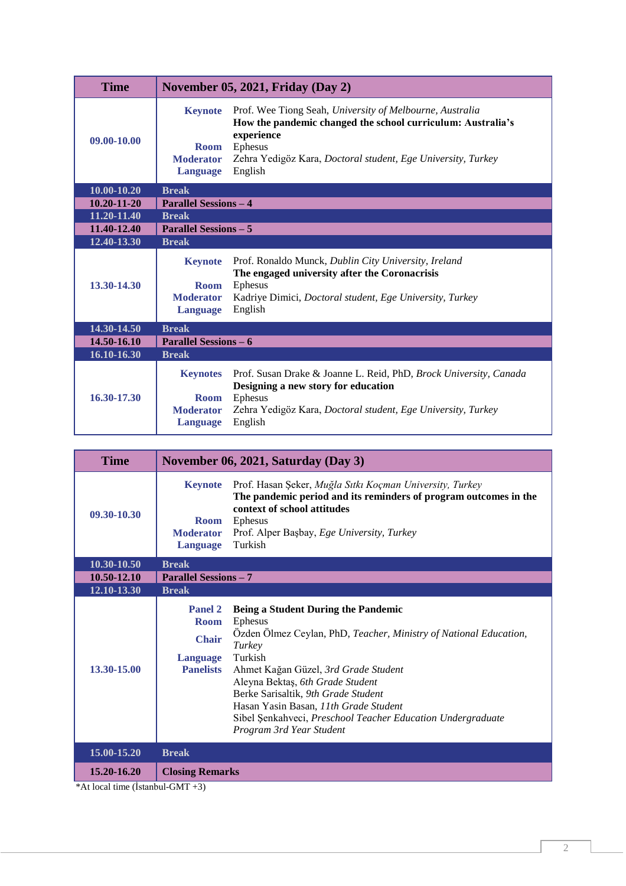| Time | November 05, 2021, Friday (Day 2) | |
|---|---|---|
| 09.00-10.00 | **Keynote** | Prof. Wee Tiong Seah, *University of Melbourne, Australia* |
| | | **How the pandemic changed the school curriculum: Australia's experience** |
| | **Room** | Ephesus |
| | **Moderator** | Zehra Yedigöz Kara, *Doctoral student, Ege University, Turkey* |
| | **Language** | English |
| 10.00-10.20 | **Break** | |
| 10.20-11-20 | **Parallel Sessions – 4** | |
| 11.20-11.40 | **Break** | |
| 11.40-12.40 | **Parallel Sessions – 5** | |
| 12.40-13.30 | **Break** | |
| 13.30-14.30 | **Keynote** | Prof. Ronaldo Munck, *Dublin City University, Ireland* |
| | | **The engaged university after the Coronacrisis** |
| | **Room** | Ephesus |
| | **Moderator** | Kadriye Dimici, *Doctoral student, Ege University, Turkey* |
| | **Language** | English |
| 14.30-14.50 | **Break** | |
| 14.50-16.10 | **Parallel Sessions – 6** | |
| 16.10-16.30 | **Break** | |
| 16.30-17.30 | **Keynotes** | Prof. Susan Drake & Joanne L. Reid, PhD, *Brock University, Canada* |
| | | **Designing a new story for education** |
| | **Room** | Ephesus |
| | **Moderator** | Zehra Yedigöz Kara, *Doctoral student, Ege University, Turkey* |
| | **Language** | English |

| Time | November 06, 2021, Saturday (Day 3) | |
|---|---|---|
| 09.30-10.30 | **Keynote** | Prof. Hasan Şeker, *Muğla Sıtkı Koçman University, Turkey* |
| | | **The pandemic period and its reminders of program outcomes in the context of school attitudes** |
| | **Room** | Ephesus |
| | **Moderator** | Prof. Alper Başbay, *Ege University, Turkey* |
| | **Language** | Turkish |
| 10.30-10.50 | **Break** | |
| 10.50-12.10 | **Parallel Sessions – 7** | |
| 12.10-13.30 | **Break** | |
| 13.30-15.00 | **Panel 2** | **Being a Student During the Pandemic** |
| | **Room** | Ephesus |
| | **Chair** | Özden Ölmez Ceylan, PhD, *Teacher, Ministry of National Education, Turkey* |
| | **Language** | Turkish |
| | **Panelists** | Ahmet Kağan Güzel, *3rd Grade Student* |
| | | Aleyna Bektaş, *6th Grade Student* |
| | | Berke Sarisaltik, *9th Grade Student* |
| | | Hasan Yasin Basan, *11th Grade Student* |
| | | Sibel Şenkahveci, *Preschool Teacher Education Undergraduate Program 3rd Year Student* |
| 15.00-15.20 | **Break** | |
| 15.20-16.20 | **Closing Remarks** | |

*At local time (İstanbul-GMT +3)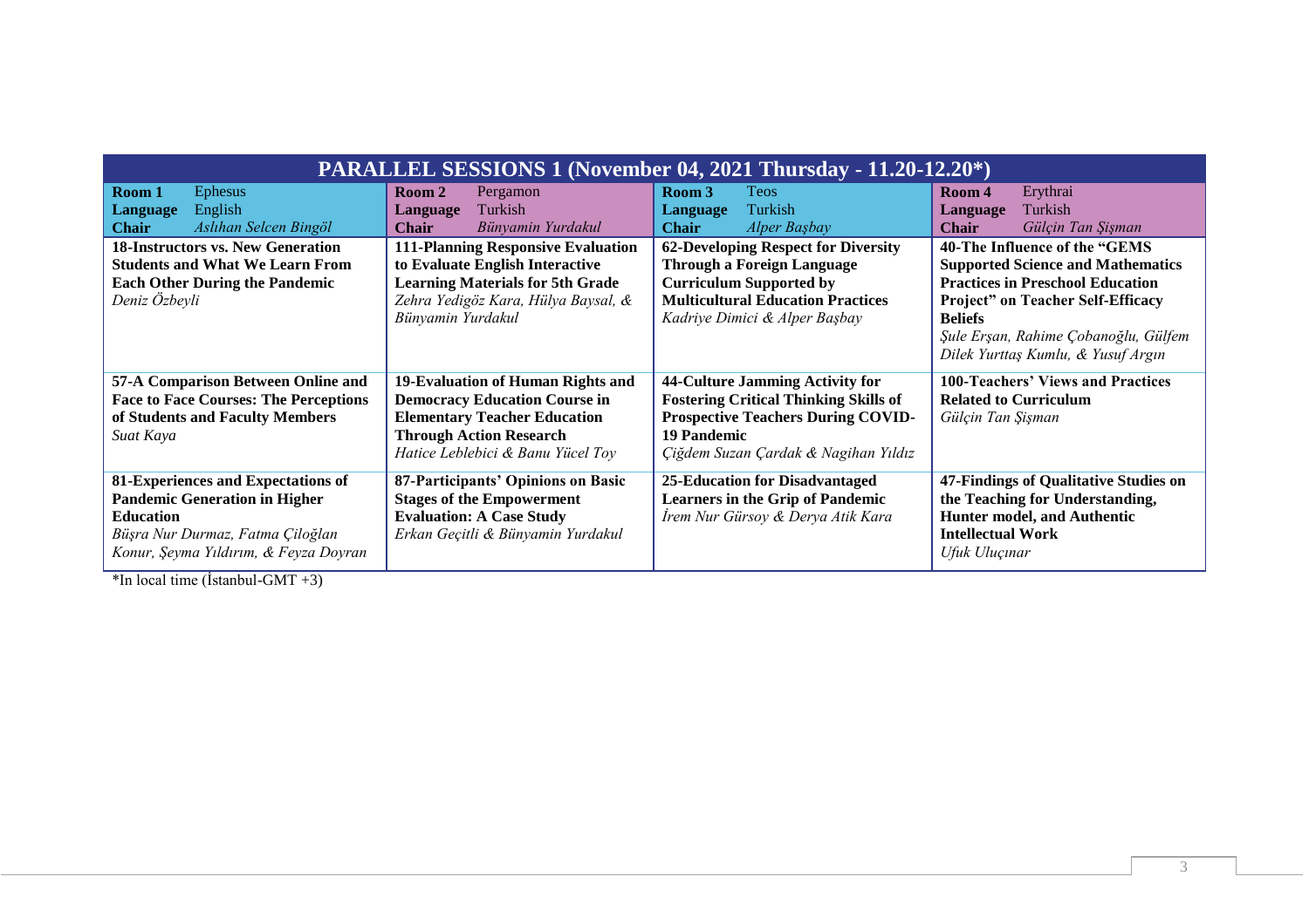## PARALLEL SESSIONS 1 (November 04, 2021 Thursday - 11.20-12.20*)

| **Room 1** Ephesus<br>**Language** English<br>**Chair** *Aslıhan Selcen Bingöl* | **Room 2** Pergamon<br>**Language** Turkish<br>**Chair** *Bünyamin Yurdakul* | **Room 3** Teos<br>**Language** Turkish<br>**Chair** *Alper Başbay* | **Room 4** Erythrai<br>**Language** Turkish<br>**Chair** *Gülçin Tan Şişman* |
|---|---|---|---|
| **18-Instructors vs. New Generation Students and What We Learn From Each Other During the Pandemic**<br>*Deniz Özbeyli* | **111-Planning Responsive Evaluation to Evaluate English Interactive Learning Materials for 5th Grade**<br>*Zehra Yedigöz Kara, Hülya Baysal, & Bünyamin Yurdakul* | **62-Developing Respect for Diversity Through a Foreign Language Curriculum Supported by Multicultural Education Practices**<br>*Kadriye Dimici & Alper Başbay* | **40-The Influence of the "GEMS Supported Science and Mathematics Practices in Preschool Education Project" on Teacher Self-Efficacy Beliefs**<br>*Şule Erşan, Rahime Çobanoğlu, Gülfem Dilek Yurttaş Kumlu, & Yusuf Argın* |
| **57-A Comparison Between Online and Face to Face Courses: The Perceptions of Students and Faculty Members**<br>*Suat Kaya* | **19-Evaluation of Human Rights and Democracy Education Course in Elementary Teacher Education Through Action Research**<br>*Hatice Leblebici & Banu Yücel Toy* | **44-Culture Jamming Activity for Fostering Critical Thinking Skills of Prospective Teachers During COVID-19 Pandemic**<br>*Çiğdem Suzan Çardak & Nagihan Yıldız* | **100-Teachers' Views and Practices Related to Curriculum**<br>*Gülçin Tan Şişman* |
| **81-Experiences and Expectations of Pandemic Generation in Higher Education**<br>*Büşra Nur Durmaz, Fatma Çiloğlan Konur, Şeyma Yıldırım, & Feyza Doyran* | **87-Participants' Opinions on Basic Stages of the Empowerment Evaluation: A Case Study**<br>*Erkan Geçitli & Bünyamin Yurdakul* | **25-Education for Disadvantaged Learners in the Grip of Pandemic**<br>*İrem Nur Gürsoy & Derya Atik Kara* | **47-Findings of Qualitative Studies on the Teaching for Understanding, Hunter model, and Authentic Intellectual Work**<br>*Ufuk Uluçınar* |

*In local time (İstanbul-GMT +3)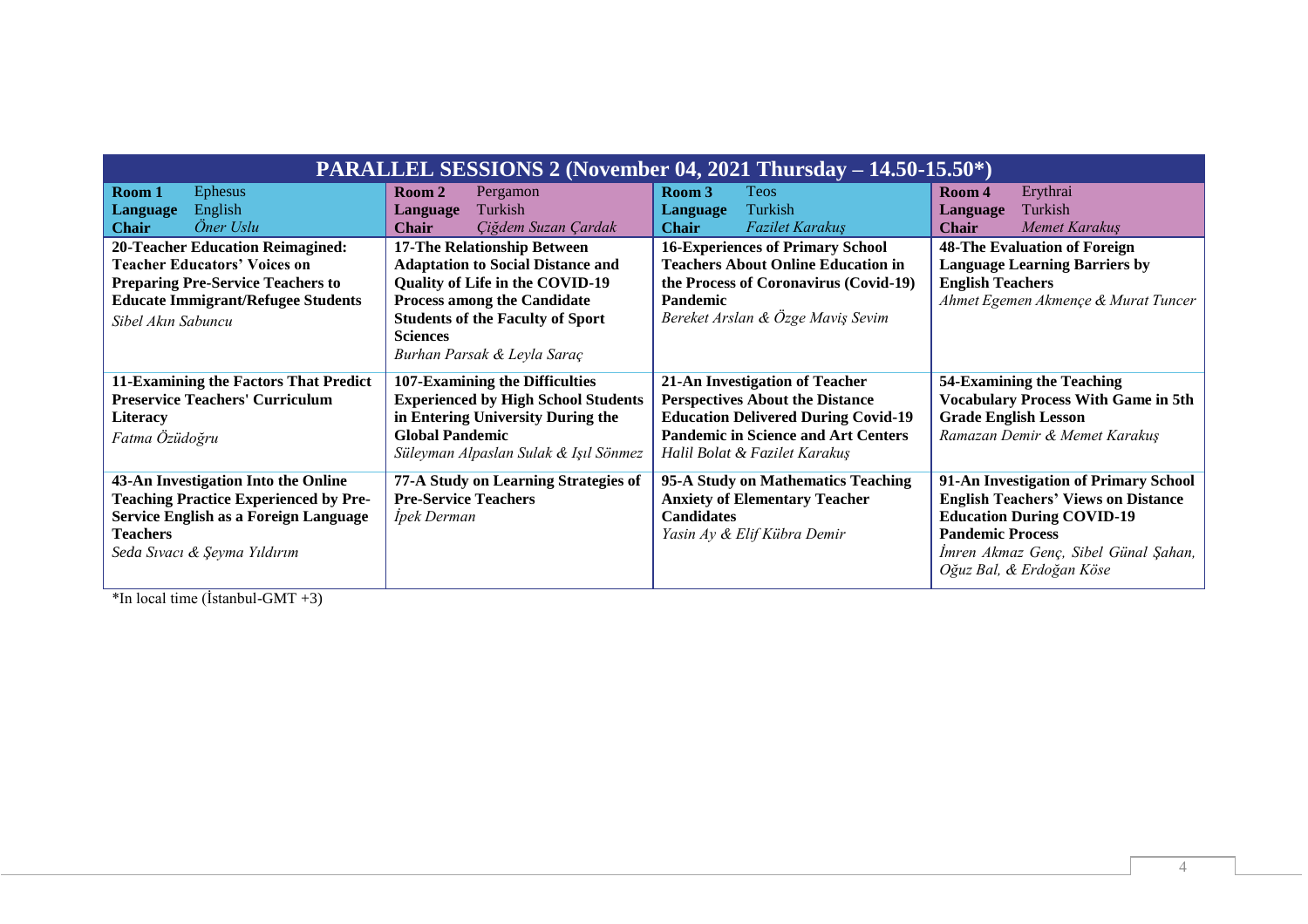# PARALLEL SESSIONS 2 (November 04, 2021 Thursday – 14.50-15.50*)

| **Room 1** Ephesus<br>**Language** English<br>**Chair** *Öner Uslu* | **Room 2** Pergamon<br>**Language** Turkish<br>**Chair** *Çiğdem Suzan Çardak* | **Room 3** Teos<br>**Language** Turkish<br>**Chair** *Fazilet Karakuş* | **Room 4** Erythrai<br>**Language** Turkish<br>**Chair** *Memet Karakuş* |
|---|---|---|---|
| **20-Teacher Education Reimagined: Teacher Educators' Voices on Preparing Pre-Service Teachers to Educate Immigrant/Refugee Students**<br>*Sibel Akın Sabuncu* | **17-The Relationship Between Adaptation to Social Distance and Quality of Life in the COVID-19 Process among the Candidate Students of the Faculty of Sport Sciences**<br>*Burhan Parsak & Leyla Saraç* | **16-Experiences of Primary School Teachers About Online Education in the Process of Coronavirus (Covid-19) Pandemic**<br>*Bereket Arslan & Özge Maviş Sevim* | **48-The Evaluation of Foreign Language Learning Barriers by English Teachers**<br>*Ahmet Egemen Akmençe & Murat Tuncer* |
| **11-Examining the Factors That Predict Preservice Teachers' Curriculum Literacy**<br>*Fatma Özüdoğru* | **107-Examining the Difficulties Experienced by High School Students in Entering University During the Global Pandemic**<br>*Süleyman Alpaslan Sulak & Işıl Sönmez* | **21-An Investigation of Teacher Perspectives About the Distance Education Delivered During Covid-19 Pandemic in Science and Art Centers**<br>*Halil Bolat & Fazilet Karakuş* | **54-Examining the Teaching Vocabulary Process With Game in 5th Grade English Lesson**<br>*Ramazan Demir & Memet Karakuş* |
| **43-An Investigation Into the Online Teaching Practice Experienced by Pre-Service English as a Foreign Language Teachers**<br>*Seda Sıvacı & Şeyma Yıldırım* | **77-A Study on Learning Strategies of Pre-Service Teachers**<br>*İpek Derman* | **95-A Study on Mathematics Teaching Anxiety of Elementary Teacher Candidates**<br>*Yasin Ay & Elif Kübra Demir* | **91-An Investigation of Primary School English Teachers' Views on Distance Education During COVID-19 Pandemic Process**<br>*İmren Akmaz Genç, Sibel Günal Şahan, Oğuz Bal, & Erdoğan Köse* |

*In local time (İstanbul-GMT +3)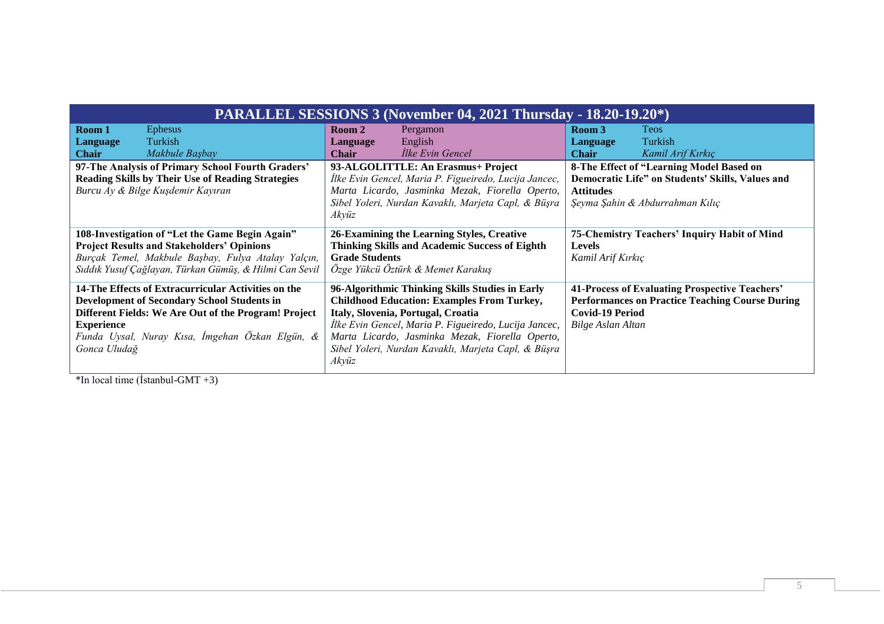| PARALLEL SESSIONS 3 (November 04, 2021 Thursday - 18.20-19.20*) | | |
|---|---|---|
| **Room 1** Ephesus<br>**Language** Turkish<br>**Chair** *Makbule Başbay* | **Room 2** Pergamon<br>**Language** English<br>**Chair** *İlke Evin Gencel* | **Room 3** Teos<br>**Language** Turkish<br>**Chair** *Kamil Arif Kırkıç* |
| **97-The Analysis of Primary School Fourth Graders' Reading Skills by Their Use of Reading Strategies**<br>*Burcu Ay & Bilge Kuşdemir Kayıran* | **93-ALGOLITTLE: An Erasmus+ Project**<br>*İlke Evin Gencel, Maria P. Figueiredo, Lucija Jancec, Marta Licardo, Jasminka Mezak, Fiorella Operto, Sibel Yoleri, Nurdan Kavaklı, Marjeta Capl, & Büşra Akyüz* | **8-The Effect of "Learning Model Based on Democratic Life" on Students' Skills, Values and Attitudes**<br>*Şeyma Şahin & Abdurrahman Kılıç* |
| **108-Investigation of "Let the Game Begin Again" Project Results and Stakeholders' Opinions**<br>*Burçak Temel, Makbule Başbay, Fulya Atalay Yalçın, Sıddık Yusuf Çağlayan, Türkan Gümüş, & Hilmi Can Sevil* | **26-Examining the Learning Styles, Creative Thinking Skills and Academic Success of Eighth Grade Students**<br>*Özge Yükcü Öztürk & Memet Karakuş* | **75-Chemistry Teachers' Inquiry Habit of Mind Levels**<br>*Kamil Arif Kırkıç* |
| **14-The Effects of Extracurricular Activities on the Development of Secondary School Students in Different Fields: We Are Out of the Program! Project Experience**<br>*Funda Uysal, Nuray Kısa, İmgehan Özkan Elgün, & Gonca Uludağ* | **96-Algorithmic Thinking Skills Studies in Early Childhood Education: Examples From Turkey, Italy, Slovenia, Portugal, Croatia**<br>*İlke Evin Gencel, Maria P. Figueiredo, Lucija Jancec, Marta Licardo, Jasminka Mezak, Fiorella Operto, Sibel Yoleri, Nurdan Kavaklı, Marjeta Capl, & Büşra Akyüz* | **41-Process of Evaluating Prospective Teachers' Performances on Practice Teaching Course During Covid-19 Period**<br>*Bilge Aslan Altan* |

*In local time (İstanbul-GMT +3)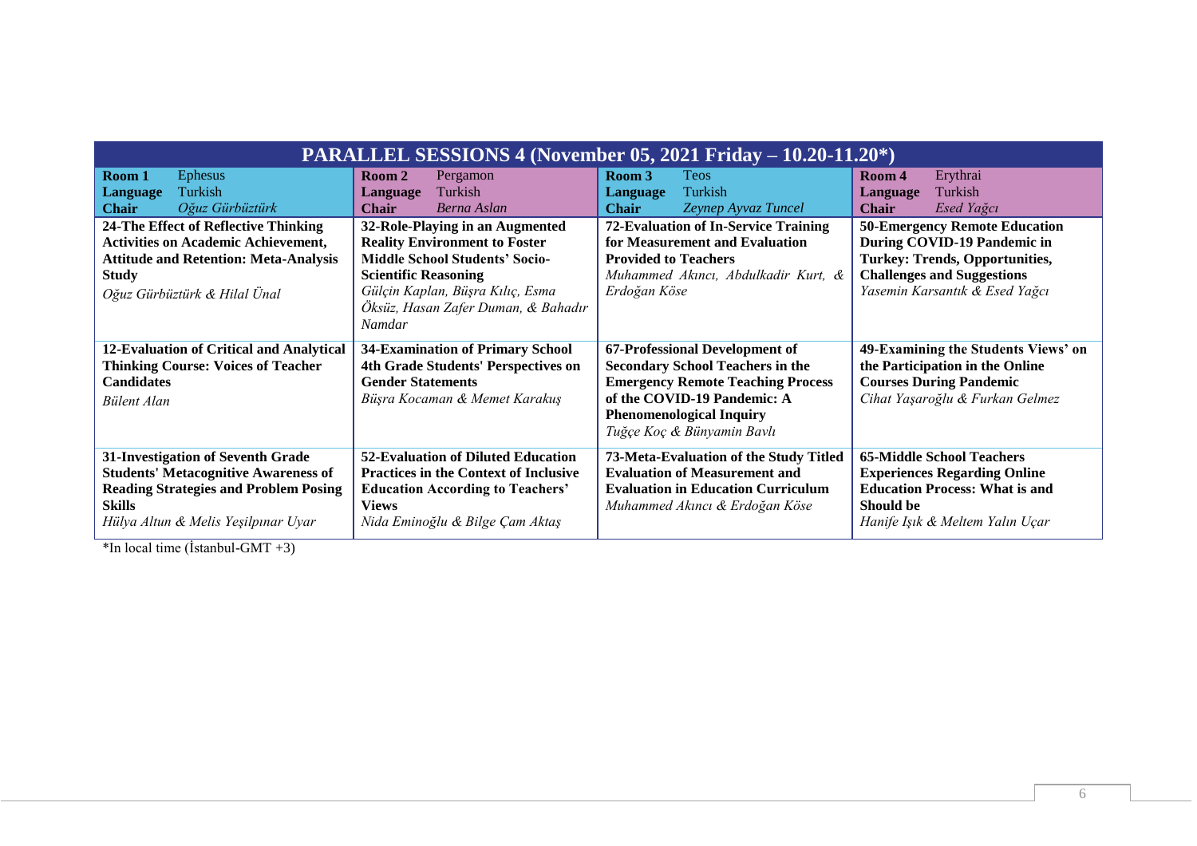| PARALLEL SESSIONS 4 (November 05, 2021 Friday – 10.20-11.20*) | | | |
|---|---|---|---|
| **Room 1** Ephesus<br>**Language** Turkish<br>**Chair** *Oğuz Gürbüztürk* | **Room 2** Pergamon<br>**Language** Turkish<br>**Chair** *Berna Aslan* | **Room 3** Teos<br>**Language** Turkish<br>**Chair** *Zeynep Ayvaz Tuncel* | **Room 4** Erythrai<br>**Language** Turkish<br>**Chair** *Esed Yağcı* |
| **24-The Effect of Reflective Thinking Activities on Academic Achievement, Attitude and Retention: Meta-Analysis Study**<br>*Oğuz Gürbüztürk & Hilal Ünal* | **32-Role-Playing in an Augmented Reality Environment to Foster Middle School Students' Socio-Scientific Reasoning**<br>*Gülçin Kaplan, Büşra Kılıç, Esma Öksüz, Hasan Zafer Duman, & Bahadır Namdar* | **72-Evaluation of In-Service Training for Measurement and Evaluation Provided to Teachers**<br>*Muhammed Akıncı, Abdulkadir Kurt, & Erdoğan Köse* | **50-Emergency Remote Education During COVID-19 Pandemic in Turkey: Trends, Opportunities, Challenges and Suggestions**<br>*Yasemin Karsantık & Esed Yağcı* |
| **12-Evaluation of Critical and Analytical Thinking Course: Voices of Teacher Candidates**<br>*Bülent Alan* | **34-Examination of Primary School 4th Grade Students' Perspectives on Gender Statements**<br>*Büşra Kocaman & Memet Karakuş* | **67-Professional Development of Secondary School Teachers in the Emergency Remote Teaching Process of the COVID-19 Pandemic: A Phenomenological Inquiry**<br>*Tuğçe Koç & Bünyamin Bavlı* | **49-Examining the Students Views' on the Participation in the Online Courses During Pandemic**<br>*Cihat Yaşaroğlu & Furkan Gelmez* |
| **31-Investigation of Seventh Grade Students' Metacognitive Awareness of Reading Strategies and Problem Posing Skills**<br>*Hülya Altun & Melis Yeşilpınar Uyar* | **52-Evaluation of Diluted Education Practices in the Context of Inclusive Education According to Teachers' Views**<br>*Nida Eminoğlu & Bilge Çam Aktaş* | **73-Meta-Evaluation of the Study Titled Evaluation of Measurement and Evaluation in Education Curriculum**<br>*Muhammed Akıncı & Erdoğan Köse* | **65-Middle School Teachers Experiences Regarding Online Education Process: What is and Should be**<br>*Hanife Işık & Meltem Yalın Uçar* |

*In local time (İstanbul-GMT +3)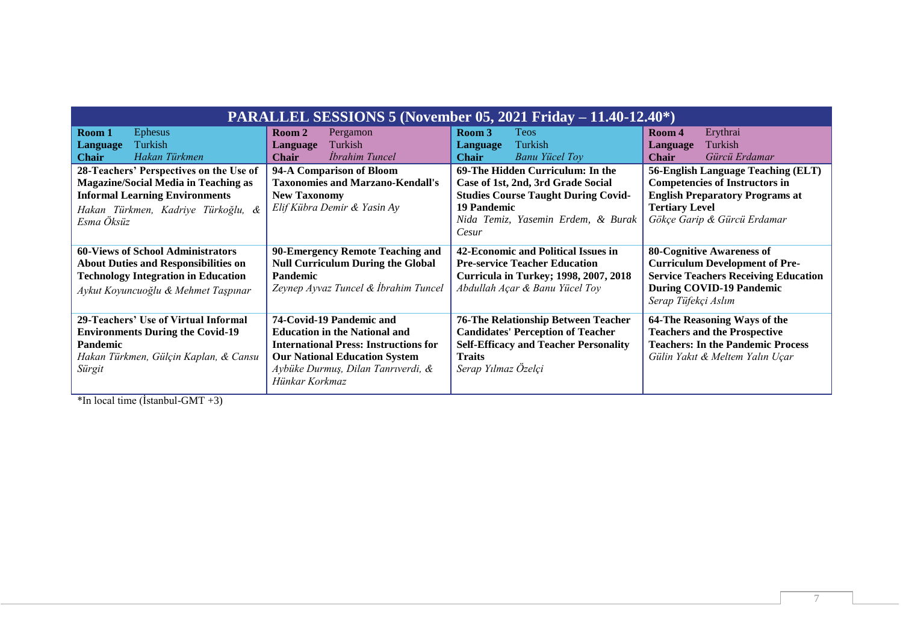| PARALLEL SESSIONS 5 (November 05, 2021 Friday – 11.40-12.40*) | | | |
|---|---|---|---|
| **Room 1** Ephesus<br>**Language** Turkish<br>**Chair** *Hakan Türkmen* | **Room 2** Pergamon<br>**Language** Turkish<br>**Chair** *İbrahim Tuncel* | **Room 3** Teos<br>**Language** Turkish<br>**Chair** *Banu Yücel Toy* | **Room 4** Erythrai<br>**Language** Turkish<br>**Chair** *Gürcü Erdamar* |
| **28-Teachers' Perspectives on the Use of Magazine/Social Media in Teaching as Informal Learning Environments**<br>*Hakan Türkmen, Kadriye Türkoğlu, & Esma Öksüz* | **94-A Comparison of Bloom Taxonomies and Marzano-Kendall's New Taxonomy**<br>*Elif Kübra Demir & Yasin Ay* | **69-The Hidden Curriculum: In the Case of 1st, 2nd, 3rd Grade Social Studies Course Taught During Covid-19 Pandemic**<br>*Nida Temiz, Yasemin Erdem, & Burak Cesur* | **56-English Language Teaching (ELT) Competencies of Instructors in English Preparatory Programs at Tertiary Level**<br>*Gökçe Garip & Gürcü Erdamar* |
| **60-Views of School Administrators About Duties and Responsibilities on Technology Integration in Education**<br>*Aykut Koyuncuoğlu & Mehmet Taşpınar* | **90-Emergency Remote Teaching and Null Curriculum During the Global Pandemic**<br>*Zeynep Ayvaz Tuncel & İbrahim Tuncel* | **42-Economic and Political Issues in Pre-service Teacher Education Curricula in Turkey; 1998, 2007, 2018**<br>*Abdullah Açar & Banu Yücel Toy* | **80-Cognitive Awareness of Curriculum Development of Pre-Service Teachers Receiving Education During COVID-19 Pandemic**<br>*Serap Tüfekçi Aslım* |
| **29-Teachers' Use of Virtual Informal Environments During the Covid-19 Pandemic**<br>*Hakan Türkmen, Gülçin Kaplan, & Cansu Sürgit* | **74-Covid-19 Pandemic and Education in the National and International Press: Instructions for Our National Education System**<br>*Aybüke Durmuş, Dilan Tanrıverdi, & Hünkar Korkmaz* | **76-The Relationship Between Teacher Candidates' Perception of Teacher Self-Efficacy and Teacher Personality Traits**<br>*Serap Yılmaz Özelçi* | **64-The Reasoning Ways of the Teachers and the Prospective Teachers: In the Pandemic Process**<br>*Gülin Yakıt & Meltem Yalın Uçar* |

*In local time (İstanbul-GMT +3)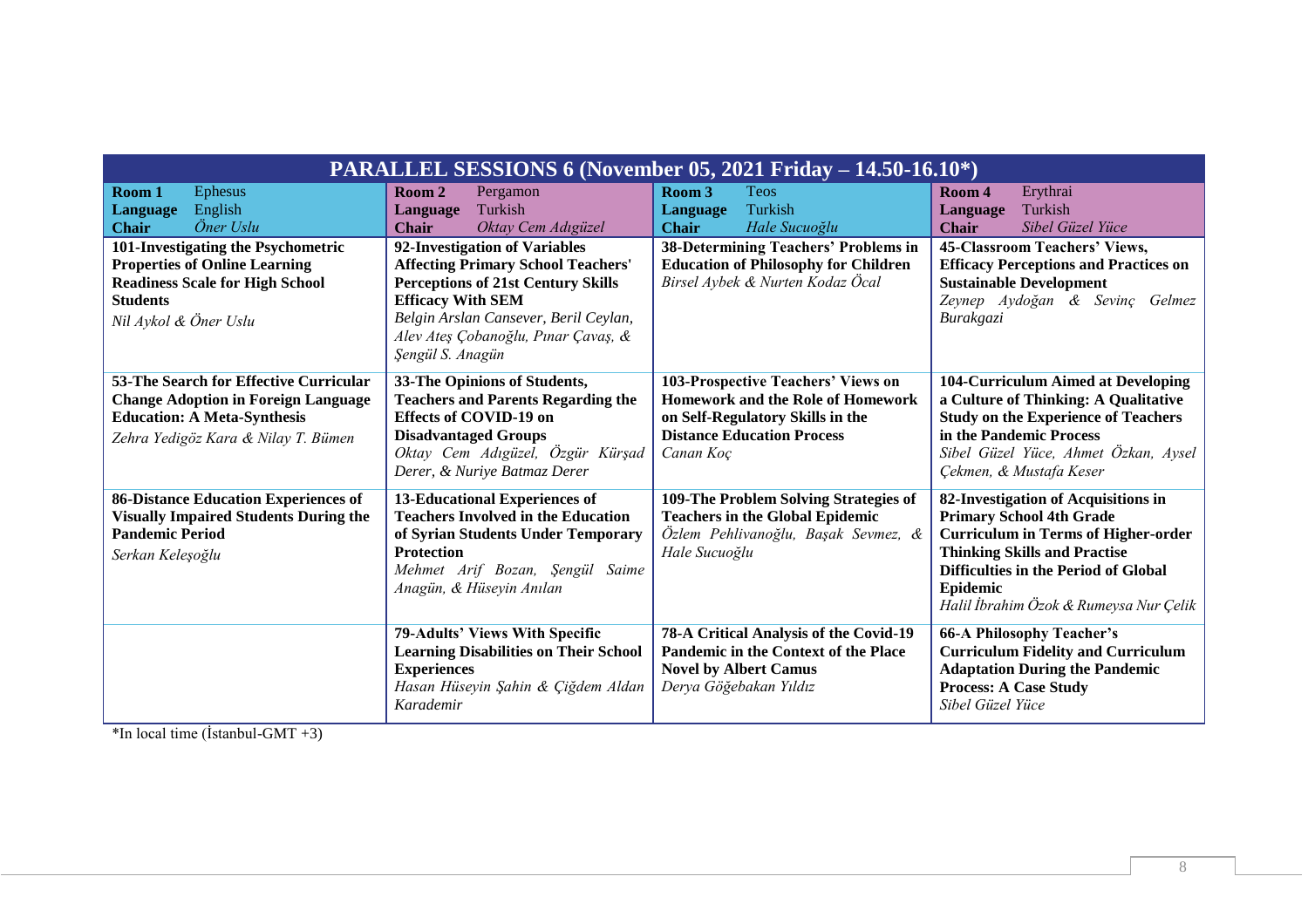## PARALLEL SESSIONS 6 (November 05, 2021 Friday – 14.50-16.10*)

| **Room 1** Ephesus<br>**Language** English<br>**Chair** *Öner Uslu* | **Room 2** Pergamon<br>**Language** Turkish<br>**Chair** *Oktay Cem Adıgüzel* | **Room 3** Teos<br>**Language** Turkish<br>**Chair** *Hale Sucuoğlu* | **Room 4** Erythrai<br>**Language** Turkish<br>**Chair** *Sibel Güzel Yüce* |
|---|---|---|---|
| **101-Investigating the Psychometric Properties of Online Learning Readiness Scale for High School Students**<br>*Nil Aykol & Öner Uslu* | **92-Investigation of Variables Affecting Primary School Teachers' Perceptions of 21st Century Skills Efficacy With SEM**<br>*Belgin Arslan Cansever, Beril Ceylan, Alev Ateş Çobanoğlu, Pınar Çavaş, & Şengül S. Anagün* | **38-Determining Teachers' Problems in Education of Philosophy for Children**<br>*Birsel Aybek & Nurten Kodaz Öcal* | **45-Classroom Teachers' Views, Efficacy Perceptions and Practices on Sustainable Development**<br>*Zeynep Aydoğan & Sevinç Gelmez Burakgazi* |
| **53-The Search for Effective Curricular Change Adoption in Foreign Language Education: A Meta-Synthesis**<br>*Zehra Yedigöz Kara & Nilay T. Bümen* | **33-The Opinions of Students, Teachers and Parents Regarding the Effects of COVID-19 on Disadvantaged Groups**<br>*Oktay Cem Adıgüzel, Özgür Kürşad Derer, & Nuriye Batmaz Derer* | **103-Prospective Teachers' Views on Homework and the Role of Homework on Self-Regulatory Skills in the Distance Education Process**<br>*Canan Koç* | **104-Curriculum Aimed at Developing a Culture of Thinking: A Qualitative Study on the Experience of Teachers in the Pandemic Process**<br>*Sibel Güzel Yüce, Ahmet Özkan, Aysel Çekmen, & Mustafa Keser* |
| **86-Distance Education Experiences of Visually Impaired Students During the Pandemic Period**<br>*Serkan Keleşoğlu* | **13-Educational Experiences of Teachers Involved in the Education of Syrian Students Under Temporary Protection**<br>*Mehmet Arif Bozan, Şengül Saime Anagün, & Hüseyin Anılan* | **109-The Problem Solving Strategies of Teachers in the Global Epidemic**<br>*Özlem Pehlivanoğlu, Başak Sevmez, & Hale Sucuoğlu* | **82-Investigation of Acquisitions in Primary School 4th Grade Curriculum in Terms of Higher-order Thinking Skills and Practise Difficulties in the Period of Global Epidemic**<br>*Halil İbrahim Özok & Rumeysa Nur Çelik* |
| | **79-Adults' Views With Specific Learning Disabilities on Their School Experiences**<br>*Hasan Hüseyin Şahin & Çiğdem Aldan Karademir* | **78-A Critical Analysis of the Covid-19 Pandemic in the Context of the Place Novel by Albert Camus**<br>*Derya Göğebakan Yıldız* | **66-A Philosophy Teacher's Curriculum Fidelity and Curriculum Adaptation During the Pandemic Process: A Case Study**<br>*Sibel Güzel Yüce* |

*In local time (İstanbul-GMT +3)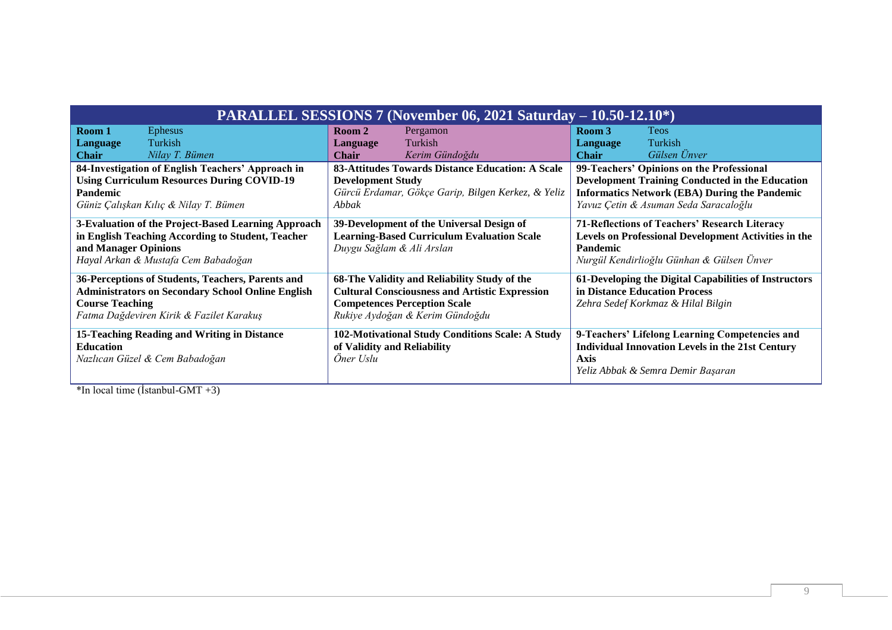| PARALLEL SESSIONS 7 (November 06, 2021 Saturday – 10.50-12.10*) | | |
|---|---|---|
| **Room 1** Ephesus<br>**Language** Turkish<br>**Chair** *Nilay T. Bümen* | **Room 2** Pergamon<br>**Language** Turkish<br>**Chair** *Kerim Gündoğdu* | **Room 3** Teos<br>**Language** Turkish<br>**Chair** *Gülsen Ünver* |
| **84-Investigation of English Teachers' Approach in Using Curriculum Resources During COVID-19 Pandemic**<br>*Güniz Çalışkan Kılıç & Nilay T. Bümen* | **83-Attitudes Towards Distance Education: A Scale Development Study**<br>*Gürcü Erdamar, Gökçe Garip, Bilgen Kerkez, & Yeliz Abbak* | **99-Teachers' Opinions on the Professional Development Training Conducted in the Education Informatics Network (EBA) During the Pandemic**<br>*Yavuz Çetin & Asuman Seda Saracaloğlu* |
| **3-Evaluation of the Project-Based Learning Approach in English Teaching According to Student, Teacher and Manager Opinions**<br>*Hayal Arkan & Mustafa Cem Babadoğan* | **39-Development of the Universal Design of Learning-Based Curriculum Evaluation Scale**<br>*Duygu Sağlam & Ali Arslan* | **71-Reflections of Teachers' Research Literacy Levels on Professional Development Activities in the Pandemic**<br>*Nurgül Kendirlioğlu Günhan & Gülsen Ünver* |
| **36-Perceptions of Students, Teachers, Parents and Administrators on Secondary School Online English Course Teaching**<br>*Fatma Dağdeviren Kirik & Fazilet Karakuş* | **68-The Validity and Reliability Study of the Cultural Consciousness and Artistic Expression Competences Perception Scale**<br>*Rukiye Aydoğan & Kerim Gündoğdu* | **61-Developing the Digital Capabilities of Instructors in Distance Education Process**<br>*Zehra Sedef Korkmaz & Hilal Bilgin* |
| **15-Teaching Reading and Writing in Distance Education**<br>*Nazlıcan Güzel & Cem Babadoğan* | **102-Motivational Study Conditions Scale: A Study of Validity and Reliability**<br>*Öner Uslu* | **9-Teachers' Lifelong Learning Competencies and Individual Innovation Levels in the 21st Century Axis**<br>*Yeliz Abbak & Semra Demir Başaran* |

*In local time (İstanbul-GMT +3)